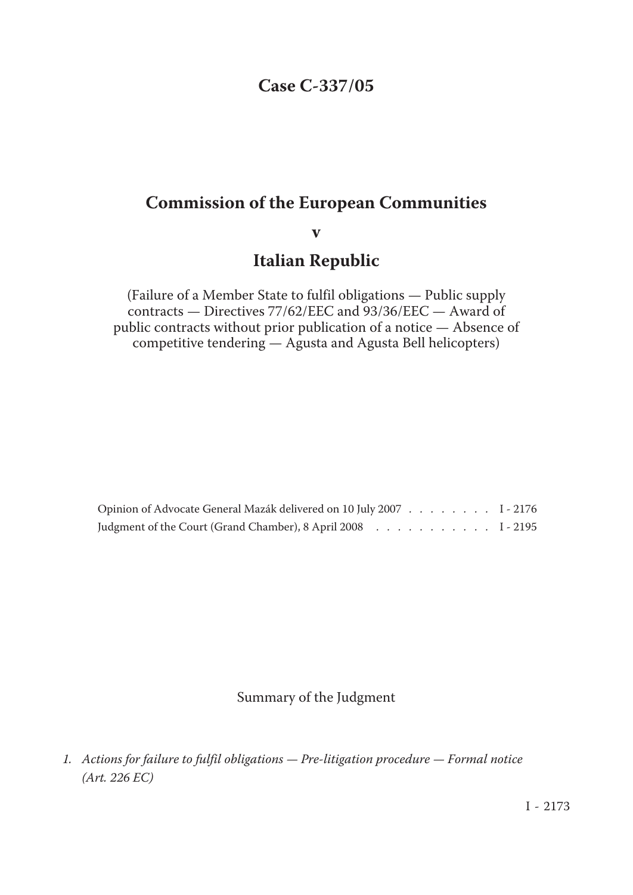# Case C-337/05

## Commission of the European Communities

## v

## Italian Republic

(Failure of a Member State to fulfil obligations — Public supply contracts — Directives 77/62/EEC and 93/36/EEC — Award of public contracts without prior publication of a notice — Absence of competitive tendering — Agusta and Agusta Bell helicopters)

| | |
|---|---|
| Opinion of Advocate General Mazák delivered on 10 July 2007 | I - 2176 |
| Judgment of the Court (Grand Chamber), 8 April 2008 | I - 2195 |

Summary of the Judgment

1. *Actions for failure to fulfil obligations — Pre-litigation procedure — Formal notice (Art. 226 EC)*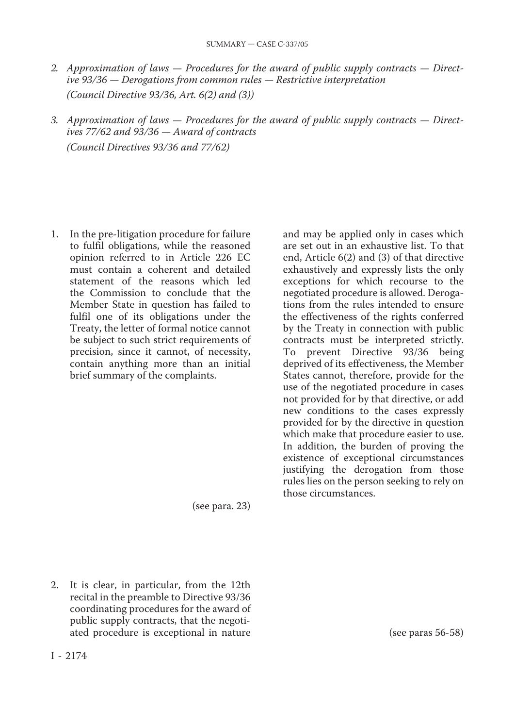2. *Approximation of laws — Procedures for the award of public supply contracts — Directive 93/36 — Derogations from common rules — Restrictive interpretation*
   *(Council Directive 93/36, Art. 6(2) and (3))*

3. *Approximation of laws — Procedures for the award of public supply contracts — Directives 77/62 and 93/36 — Award of contracts*
   *(Council Directives 93/36 and 77/62)*

1. In the pre-litigation procedure for failure to fulfil obligations, while the reasoned opinion referred to in Article 226 EC must contain a coherent and detailed statement of the reasons which led the Commission to conclude that the Member State in question has failed to fulfil one of its obligations under the Treaty, the letter of formal notice cannot be subject to such strict requirements of precision, since it cannot, of necessity, contain anything more than an initial brief summary of the complaints.

   (see para. 23)

2. It is clear, in particular, from the 12th recital in the preamble to Directive 93/36 coordinating procedures for the award of public supply contracts, that the negotiated procedure is exceptional in nature and may be applied only in cases which are set out in an exhaustive list. To that end, Article 6(2) and (3) of that directive exhaustively and expressly lists the only exceptions for which recourse to the negotiated procedure is allowed. Derogations from the rules intended to ensure the effectiveness of the rights conferred by the Treaty in connection with public contracts must be interpreted strictly. To prevent Directive 93/36 being deprived of its effectiveness, the Member States cannot, therefore, provide for the use of the negotiated procedure in cases not provided for by that directive, or add new conditions to the cases expressly provided for by the directive in question which make that procedure easier to use. In addition, the burden of proving the existence of exceptional circumstances justifying the derogation from those rules lies on the person seeking to rely on those circumstances.

   (see paras 56-58)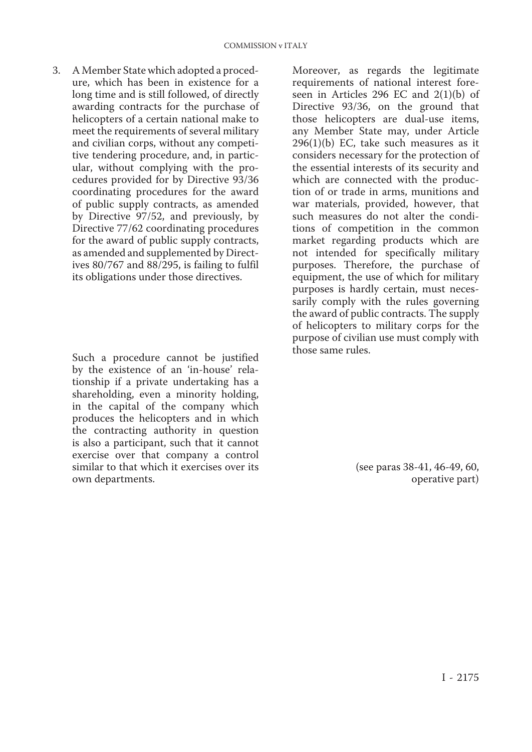3. A Member State which adopted a procedure, which has been in existence for a long time and is still followed, of directly awarding contracts for the purchase of helicopters of a certain national make to meet the requirements of several military and civilian corps, without any competitive tendering procedure, and, in particular, without complying with the procedures provided for by Directive 93/36 coordinating procedures for the award of public supply contracts, as amended by Directive 97/52, and previously, by Directive 77/62 coordinating procedures for the award of public supply contracts, as amended and supplemented by Directives 80/767 and 88/295, is failing to fulfil its obligations under those directives.

   Such a procedure cannot be justified by the existence of an 'in-house' relationship if a private undertaking has a shareholding, even a minority holding, in the capital of the company which produces the helicopters and in which the contracting authority in question is also a participant, such that it cannot exercise over that company a control similar to that which it exercises over its own departments.

   Moreover, as regards the legitimate requirements of national interest foreseen in Articles 296 EC and 2(1)(b) of Directive 93/36, on the ground that those helicopters are dual-use items, any Member State may, under Article 296(1)(b) EC, take such measures as it considers necessary for the protection of the essential interests of its security and which are connected with the production of or trade in arms, munitions and war materials, provided, however, that such measures do not alter the conditions of competition in the common market regarding products which are not intended for specifically military purposes. Therefore, the purchase of equipment, the use of which for military purposes is hardly certain, must necessarily comply with the rules governing the award of public contracts. The supply of helicopters to military corps for the purpose of civilian use must comply with those same rules.

   (see paras 38-41, 46-49, 60, operative part)